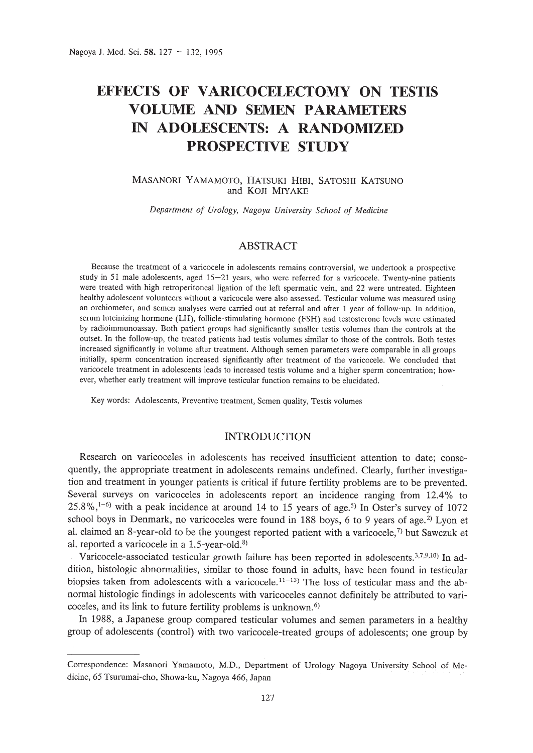# EFFECTS OF VARICOCELECTOMY ON TESTIS VOLUME AND SEMEN PARAMETERS IN ADOLESCENTS: A RANDOMIZED PROSPECTIVE STUDY

MASANORI YAMAMOTO, HATSUKI HIBI, SATOSHI KATSUNO and KOJI MIYAKE

*Department of Urology, Nagoya University School of Medicine*

## ABSTRACT

Because the treatment of a varicocele in adolescents remains controversial, we undertook a prospective study in 51 male adolescents, aged 15–21 years, who were referred for a varicocele. Twenty-nine patients were treated with high retroperitoneal ligation of the left spermatic vein, and 22 were untreated. Eighteen healthy adolescent volunteers without a varicocele were also assessed. Testicular volume was measured using an orchiometer, and semen analyses were carried out at referral and after 1 year of follow-up. In addition, serum luteinizing hormone (LH), follicle-stimulating hormone (FSH) and testosterone levels were estimated by radioimmunoassay. Both patient groups had significantly smaller testis volumes than the controls at the outset. In the follow-up, the treated patients had testis volumes similar to those of the controls. Both testes increased significantly in volume after treatment. Although semen parameters were comparable in all groups initially, sperm concentration increased significantly after treatment of the varicocele. We concluded that varicocele treatment in adolescents leads to increased testis volume and a higher sperm concentration; however, whether early treatment will improve testicular function remains to be elucidated.

Key words: Adolescents, Preventive treatment, Semen quality, Testis volumes

## INTRODUCTION

Research on varicoceles in adolescents has received insufficient attention to date; consequently, the appropriate treatment in adolescents remains undefined. Clearly, further investigation and treatment in younger patients is critical if future fertility problems are to be prevented. Several surveys on varicoceles in adolescents report an incidence ranging from 12.4% to 25.8%,[1–6] with a peak incidence at around 14 to 15 years of age.[5] In Oster's survey of 1072 school boys in Denmark, no varicoceles were found in 188 boys, 6 to 9 years of age.[2] Lyon et al. claimed an 8-year-old to be the youngest reported patient with a varicocele,[7] but Sawczuk et al. reported a varicocele in a 1.5-year-old.[8]

Varicocele-associated testicular growth failure has been reported in adolescents.[3,7,9,10] In addition, histologic abnormalities, similar to those found in adults, have been found in testicular biopsies taken from adolescents with a varicocele.[11–13] The loss of testicular mass and the abnormal histologic findings in adolescents with varicoceles cannot definitely be attributed to varicoceles, and its link to future fertility problems is unknown.[6]

In 1988, a Japanese group compared testicular volumes and semen parameters in a healthy group of adolescents (control) with two varicocele-treated groups of adolescents; one group by

Correspondence: Masanori Yamamoto, M.D., Department of Urology Nagoya University School of Medicine, 65 Tsurumai-cho, Showa-ku, Nagoya 466, Japan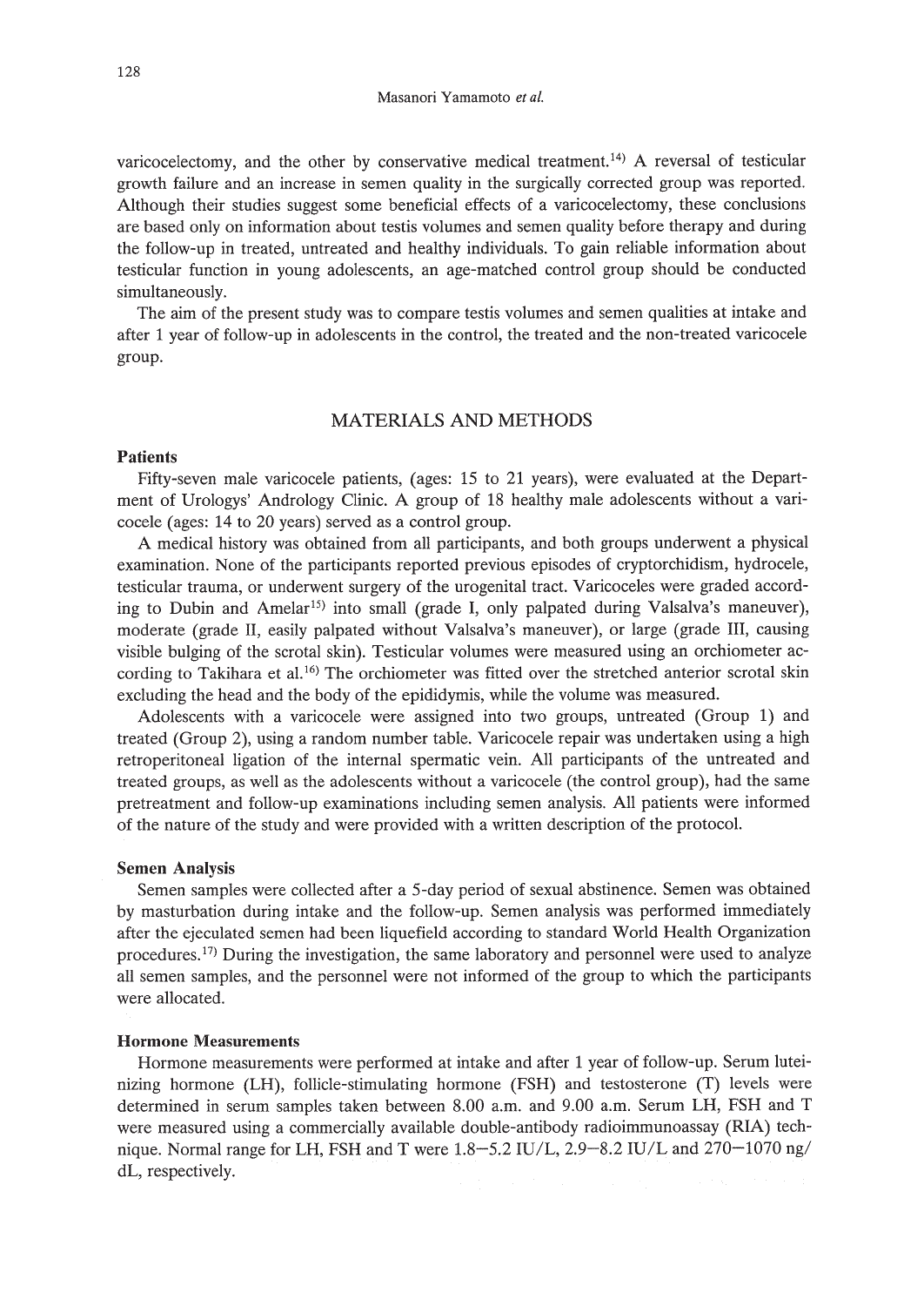varicocelectomy, and the other by conservative medical treatment.[14] A reversal of testicular growth failure and an increase in semen quality in the surgically corrected group was reported. Although their studies suggest some beneficial effects of a varicocelectomy, these conclusions are based only on information about testis volumes and semen quality before therapy and during the follow-up in treated, untreated and healthy individuals. To gain reliable information about testicular function in young adolescents, an age-matched control group should be conducted simultaneously.

The aim of the present study was to compare testis volumes and semen qualities at intake and after 1 year of follow-up in adolescents in the control, the treated and the non-treated varicocele group.

## MATERIALS AND METHODS

### Patients

Fifty-seven male varicocele patients, (ages: 15 to 21 years), were evaluated at the Department of Urologys' Andrology Clinic. A group of 18 healthy male adolescents without a varicocele (ages: 14 to 20 years) served as a control group.

A medical history was obtained from all participants, and both groups underwent a physical examination. None of the participants reported previous episodes of cryptorchidism, hydrocele, testicular trauma, or underwent surgery of the urogenital tract. Varicoceles were graded according to Dubin and Amelar[15] into small (grade I, only palpated during Valsalva's maneuver), moderate (grade II, easily palpated without Valsalva's maneuver), or large (grade III, causing visible bulging of the scrotal skin). Testicular volumes were measured using an orchiometer according to Takihara et al.[16] The orchiometer was fitted over the stretched anterior scrotal skin excluding the head and the body of the epididymis, while the volume was measured.

Adolescents with a varicocele were assigned into two groups, untreated (Group 1) and treated (Group 2), using a random number table. Varicocele repair was undertaken using a high retroperitoneal ligation of the internal spermatic vein. All participants of the untreated and treated groups, as well as the adolescents without a varicocele (the control group), had the same pretreatment and follow-up examinations including semen analysis. All patients were informed of the nature of the study and were provided with a written description of the protocol.

### Semen Analysis

Semen samples were collected after a 5-day period of sexual abstinence. Semen was obtained by masturbation during intake and the follow-up. Semen analysis was performed immediately after the ejaculated semen had been liquefield according to standard World Health Organization procedures.[17] During the investigation, the same laboratory and personnel were used to analyze all semen samples, and the personnel were not informed of the group to which the participants were allocated.

### Hormone Measurements

Hormone measurements were performed at intake and after 1 year of follow-up. Serum luteinizing hormone (LH), follicle-stimulating hormone (FSH) and testosterone (T) levels were determined in serum samples taken between 8.00 a.m. and 9.00 a.m. Serum LH, FSH and T were measured using a commercially available double-antibody radioimmunoassay (RIA) technique. Normal range for LH, FSH and T were 1.8–5.2 IU/L, 2.9–8.2 IU/L and 270–1070 ng/dL, respectively.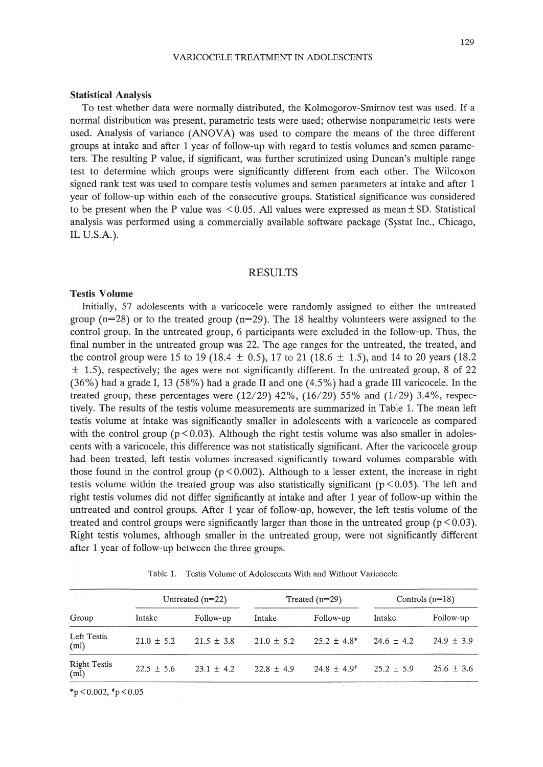## Statistical Analysis

To test whether data were normally distributed, the Kolmogorov-Smirnov test was used. If a normal distribution was present, parametric tests were used; otherwise nonparametric tests were used. Analysis of variance (ANOVA) was used to compare the means of the three different groups at intake and after 1 year of follow-up with regard to testis volumes and semen parameters. The resulting P value, if significant, was further scrutinized using Duncan's multiple range test to determine which groups were significantly different from each other. The Wilcoxon signed rank test was used to compare testis volumes and semen parameters at intake and after 1 year of follow-up within each of the consecutive groups. Statistical significance was considered to be present when the P value was $<0.05$. All values were expressed as mean $\pm$ SD. Statistical analysis was performed using a commercially available software package (Systat Inc., Chicago, IL U.S.A.).

# RESULTS

## Testis Volume

Initially, 57 adolescents with a varicocele were randomly assigned to either the untreated group (n=28) or to the treated group (n=29). The 18 healthy volunteers were assigned to the control group. In the untreated group, 6 participants were excluded in the follow-up. Thus, the final number in the untreated group was 22. The age ranges for the untreated, the treated, and the control group were 15 to 19 (18.4 $\pm$ 0.5), 17 to 21 (18.6 $\pm$ 1.5), and 14 to 20 years (18.2 $\pm$ 1.5), respectively; the ages were not significantly different. In the untreated group, 8 of 22 (36%) had a grade I, 13 (58%) had a grade II and one (4.5%) had a grade III varicocele. In the treated group, these percentages were (12/29) 42%, (16/29) 55% and (1/29) 3.4%, respectively. The results of the testis volume measurements are summarized in Table 1. The mean left testis volume at intake was significantly smaller in adolescents with a varicocele as compared with the control group ($p<0.03$). Although the right testis volume was also smaller in adolescents with a varicocele, this difference was not statistically significant. After the varicocele group had been treated, left testis volumes increased significantly toward volumes comparable with those found in the control group ($p<0.002$). Although to a lesser extent, the increase in right testis volume within the treated group was also statistically significant ($p<0.05$). The left and right testis volumes did not differ significantly at intake and after 1 year of follow-up within the untreated and control groups. After 1 year of follow-up, however, the left testis volume of the treated and control groups were significantly larger than those in the untreated group ($p<0.03$). Right testis volumes, although smaller in the untreated group, were not significantly different after 1 year of follow-up between the three groups.

Table 1. Testis Volume of Adolescents With and Without Varicocele.

| | Untreated (n=22) | | Treated (n=29) | | Controls (n=18) | |
|---|---|---|---|---|---|---|
| Group | Intake | Follow-up | Intake | Follow-up | Intake | Follow-up |
| Left Testis (ml) | 21.0 $\pm$ 5.2 | 21.5 $\pm$ 3.8 | 21.0 $\pm$ 5.2 | 25.2 $\pm$ 4.8* | 24.6 $\pm$ 4.2 | 24.9 $\pm$ 3.9 |
| Right Testis (ml) | 22.5 $\pm$ 5.6 | 23.1 $\pm$ 4.2 | 22.8 $\pm$ 4.9 | 24.8 $\pm$ 4.9# | 25.2 $\pm$ 5.9 | 25.6 $\pm$ 3.6 |

*$p<0.002$, #$p<0.05$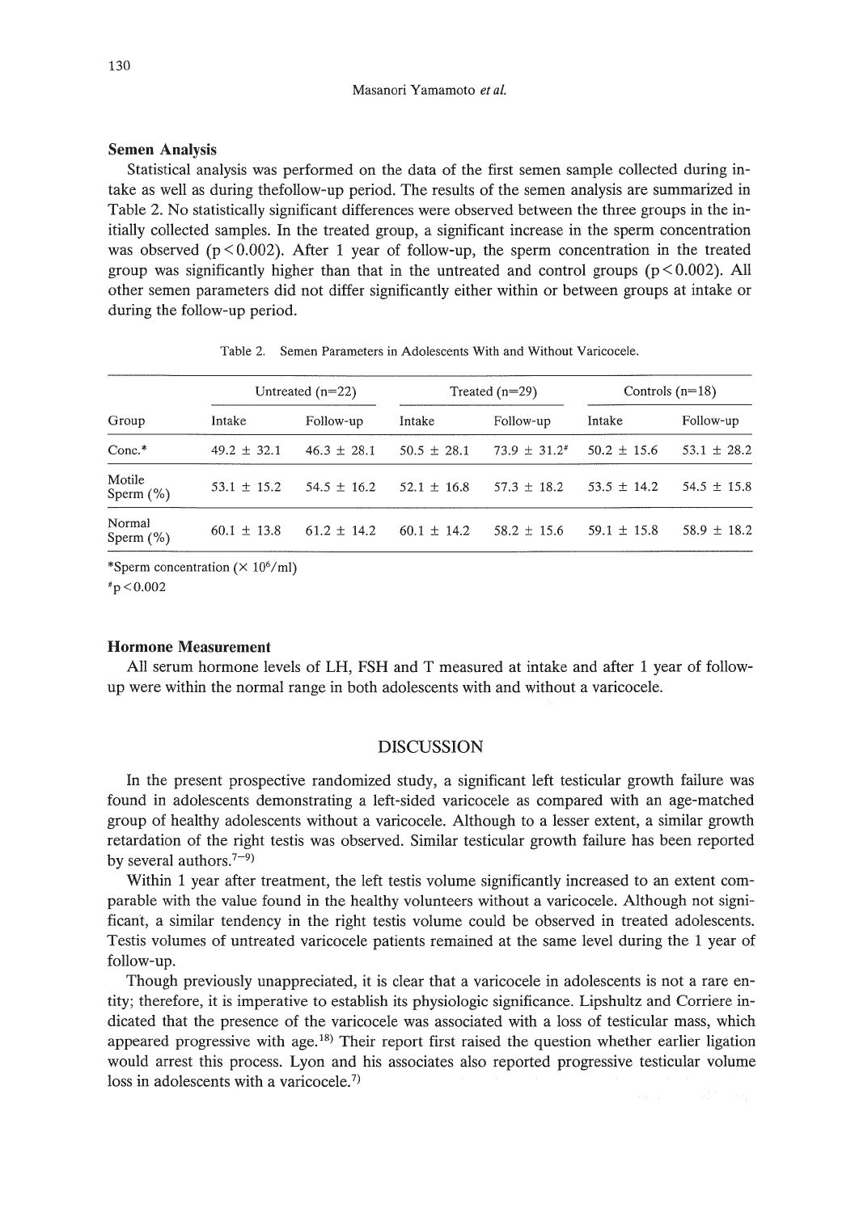### Semen Analysis

Statistical analysis was performed on the data of the first semen sample collected during intake as well as during thefollow-up period. The results of the semen analysis are summarized in Table 2. No statistically significant differences were observed between the three groups in the initially collected samples. In the treated group, a significant increase in the sperm concentration was observed ($p < 0.002$). After 1 year of follow-up, the sperm concentration in the treated group was significantly higher than that in the untreated and control groups ($p < 0.002$). All other semen parameters did not differ significantly either within or between groups at intake or during the follow-up period.

Table 2. Semen Parameters in Adolescents With and Without Varicocele.

| | Untreated (n=22) | | Treated (n=29) | | Controls (n=18) | |
|---|---|---|---|---|---|---|
| Group | Intake | Follow-up | Intake | Follow-up | Intake | Follow-up |
| Conc.* | 49.2 ± 32.1 | 46.3 ± 28.1 | 50.5 ± 28.1 | 73.9 ± 31.2# | 50.2 ± 15.6 | 53.1 ± 28.2 |
| Motile Sperm (%) | 53.1 ± 15.2 | 54.5 ± 16.2 | 52.1 ± 16.8 | 57.3 ± 18.2 | 53.5 ± 14.2 | 54.5 ± 15.8 |
| Normal Sperm (%) | 60.1 ± 13.8 | 61.2 ± 14.2 | 60.1 ± 14.2 | 58.2 ± 15.6 | 59.1 ± 15.8 | 58.9 ± 18.2 |

*Sperm concentration ($\times 10^6$/ml)
#$p < 0.002$

### Hormone Measurement

All serum hormone levels of LH, FSH and T measured at intake and after 1 year of follow-up were within the normal range in both adolescents with and without a varicocele.

## DISCUSSION

In the present prospective randomized study, a significant left testicular growth failure was found in adolescents demonstrating a left-sided varicocele as compared with an age-matched group of healthy adolescents without a varicocele. Although to a lesser extent, a similar growth retardation of the right testis was observed. Similar testicular growth failure has been reported by several authors.[7–9]

Within 1 year after treatment, the left testis volume significantly increased to an extent comparable with the value found in the healthy volunteers without a varicocele. Although not significant, a similar tendency in the right testis volume could be observed in treated adolescents. Testis volumes of untreated varicocele patients remained at the same level during the 1 year of follow-up.

Though previously unappreciated, it is clear that a varicocele in adolescents is not a rare entity; therefore, it is imperative to establish its physiologic significance. Lipshultz and Corriere indicated that the presence of the varicocele was associated with a loss of testicular mass, which appeared progressive with age.[18] Their report first raised the question whether earlier ligation would arrest this process. Lyon and his associates also reported progressive testicular volume loss in adolescents with a varicocele.[7]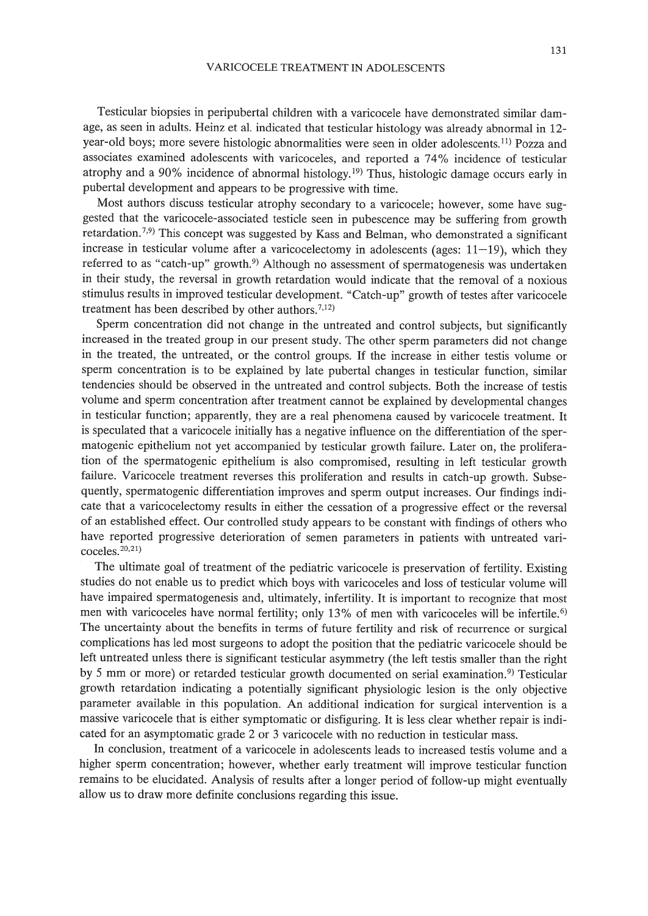Testicular biopsies in peripubertal children with a varicocele have demonstrated similar damage, as seen in adults. Heinz et al. indicated that testicular histology was already abnormal in 12-year-old boys; more severe histologic abnormalities were seen in older adolescents.[11] Pozza and associates examined adolescents with varicoceles, and reported a 74% incidence of testicular atrophy and a 90% incidence of abnormal histology.[19] Thus, histologic damage occurs early in pubertal development and appears to be progressive with time.

Most authors discuss testicular atrophy secondary to a varicocele; however, some have suggested that the varicocele-associated testicle seen in pubescence may be suffering from growth retardation.[7,9] This concept was suggested by Kass and Belman, who demonstrated a significant increase in testicular volume after a varicocelectomy in adolescents (ages: 11−19), which they referred to as "catch-up" growth.[9] Although no assessment of spermatogenesis was undertaken in their study, the reversal in growth retardation would indicate that the removal of a noxious stimulus results in improved testicular development. "Catch-up" growth of testes after varicocele treatment has been described by other authors.[7,12]

Sperm concentration did not change in the untreated and control subjects, but significantly increased in the treated group in our present study. The other sperm parameters did not change in the treated, the untreated, or the control groups. If the increase in either testis volume or sperm concentration is to be explained by late pubertal changes in testicular function, similar tendencies should be observed in the untreated and control subjects. Both the increase of testis volume and sperm concentration after treatment cannot be explained by developmental changes in testicular function; apparently, they are a real phenomena caused by varicocele treatment. It is speculated that a varicocele initially has a negative influence on the differentiation of the spermatogenic epithelium not yet accompanied by testicular growth failure. Later on, the proliferation of the spermatogenic epithelium is also compromised, resulting in left testicular growth failure. Varicocele treatment reverses this proliferation and results in catch-up growth. Subsequently, spermatogenic differentiation improves and sperm output increases. Our findings indicate that a varicocelectomy results in either the cessation of a progressive effect or the reversal of an established effect. Our controlled study appears to be constant with findings of others who have reported progressive deterioration of semen parameters in patients with untreated varicoceles.[20,21]

The ultimate goal of treatment of the pediatric varicocele is preservation of fertility. Existing studies do not enable us to predict which boys with varicoceles and loss of testicular volume will have impaired spermatogenesis and, ultimately, infertility. It is important to recognize that most men with varicoceles have normal fertility; only 13% of men with varicoceles will be infertile.[6] The uncertainty about the benefits in terms of future fertility and risk of recurrence or surgical complications has led most surgeons to adopt the position that the pediatric varicocele should be left untreated unless there is significant testicular asymmetry (the left testis smaller than the right by 5 mm or more) or retarded testicular growth documented on serial examination.[9] Testicular growth retardation indicating a potentially significant physiologic lesion is the only objective parameter available in this population. An additional indication for surgical intervention is a massive varicocele that is either symptomatic or disfiguring. It is less clear whether repair is indicated for an asymptomatic grade 2 or 3 varicocele with no reduction in testicular mass.

In conclusion, treatment of a varicocele in adolescents leads to increased testis volume and a higher sperm concentration; however, whether early treatment will improve testicular function remains to be elucidated. Analysis of results after a longer period of follow-up might eventually allow us to draw more definite conclusions regarding this issue.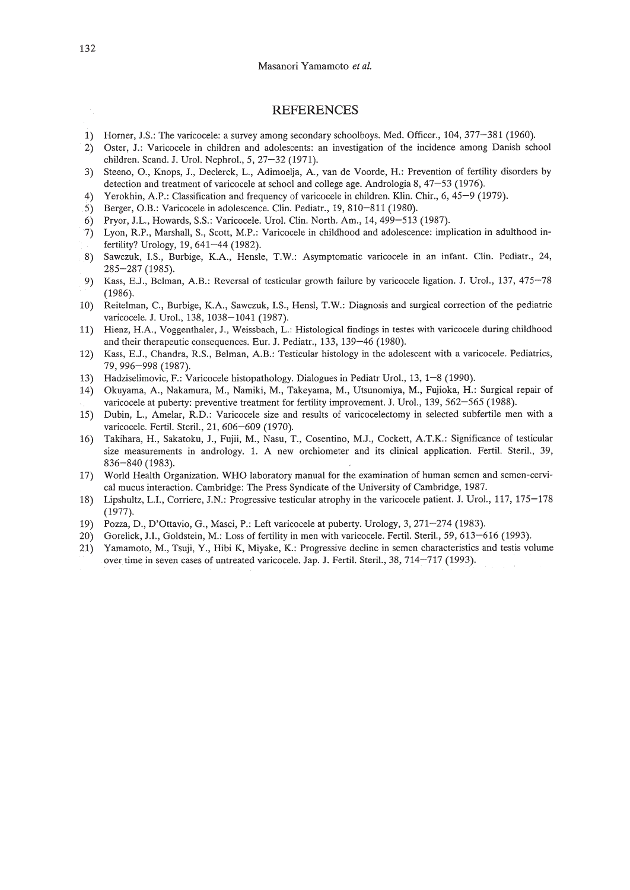## REFERENCES

1) Horner, J.S.: The varicocele: a survey among secondary schoolboys. Med. Officer., 104, 377–381 (1960).
2) Oster, J.: Varicocele in children and adolescents: an investigation of the incidence among Danish school children. Scand. J. Urol. Nephrol., 5, 27–32 (1971).
3) Steeno, O., Knops, J., Declerck, L., Adimoelja, A., van de Voorde, H.: Prevention of fertility disorders by detection and treatment of varicocele at school and college age. Andrologia 8, 47–53 (1976).
4) Yerokhin, A.P.: Classification and frequency of varicocele in children. Klin. Chir., 6, 45–9 (1979).
5) Berger, O.B.: Varicocele in adolescence. Clin. Pediatr., 19, 810–811 (1980).
6) Pryor, J.L., Howards, S.S.: Varicocele. Urol. Clin. North. Am., 14, 499–513 (1987).
7) Lyon, R.P., Marshall, S., Scott, M.P.: Varicocele in childhood and adolescence: implication in adulthood infertility? Urology, 19, 641–44 (1982).
8) Sawczuk, I.S., Burbige, K.A., Hensle, T.W.: Asymptomatic varicocele in an infant. Clin. Pediatr., 24, 285–287 (1985).
9) Kass, E.J., Belman, A.B.: Reversal of testicular growth failure by varicocele ligation. J. Urol., 137, 475–78 (1986).
10) Reitelman, C., Burbige, K.A., Sawczuk, I.S., Hensl, T.W.: Diagnosis and surgical correction of the pediatric varicocele. J. Urol., 138, 1038–1041 (1987).
11) Hienz, H.A., Voggenthaler, J., Weissbach, L.: Histological findings in testes with varicocele during childhood and their therapeutic consequences. Eur. J. Pediatr., 133, 139–46 (1980).
12) Kass, E.J., Chandra, R.S., Belman, A.B.: Testicular histology in the adolescent with a varicocele. Pediatrics, 79, 996–998 (1987).
13) Hadziselimovic, F.: Varicocele histopathology. Dialogues in Pediatr Urol., 13, 1–8 (1990).
14) Okuyama, A., Nakamura, M., Namiki, M., Takeyama, M., Utsunomiya, M., Fujioka, H.: Surgical repair of varicocele at puberty: preventive treatment for fertility improvement. J. Urol., 139, 562–565 (1988).
15) Dubin, L., Amelar, R.D.: Varicocele size and results of varicocelectomy in selected subfertile men with a varicocele. Fertil. Steril., 21, 606–609 (1970).
16) Takihara, H., Sakatoku, J., Fujii, M., Nasu, T., Cosentino, M.J., Cockett, A.T.K.: Significance of testicular size measurements in andrology. 1. A new orchiometer and its clinical application. Fertil. Steril., 39, 836–840 (1983).
17) World Health Organization. WHO laboratory manual for the examination of human semen and semen-cervical mucus interaction. Cambridge: The Press Syndicate of the University of Cambridge, 1987.
18) Lipshultz, L.I., Corriere, J.N.: Progressive testicular atrophy in the varicocele patient. J. Urol., 117, 175–178 (1977).
19) Pozza, D., D'Ottavio, G., Masci, P.: Left varicocele at puberty. Urology, 3, 271–274 (1983).
20) Gorelick, J.I., Goldstein, M.: Loss of fertility in men with varicocele. Fertil. Steril., 59, 613–616 (1993).
21) Yamamoto, M., Tsuji, Y., Hibi K, Miyake, K.: Progressive decline in semen characteristics and testis volume over time in seven cases of untreated varicocele. Jap. J. Fertil. Steril., 38, 714–717 (1993).